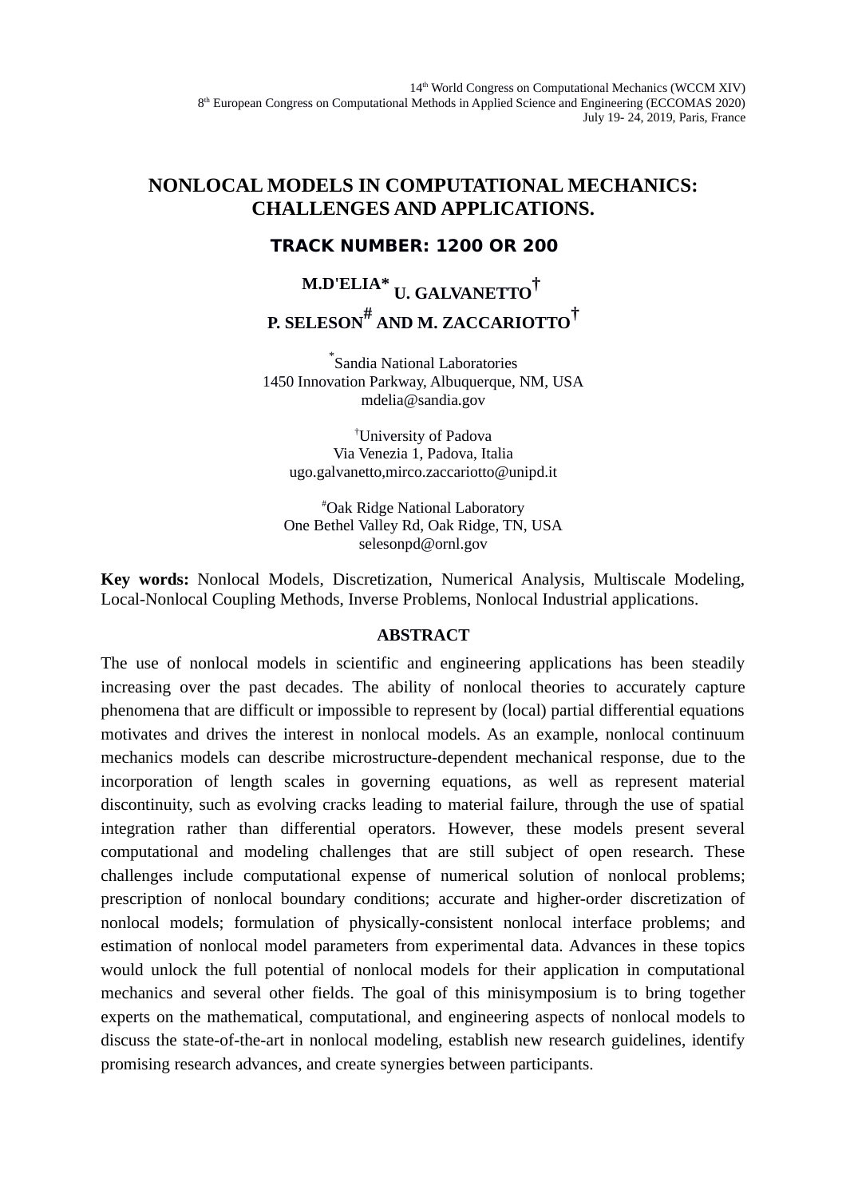# NONLOCAL MODELS IN COMPUTATIONAL MECHANICS: CHALLENGES AND APPLICATIONS.

## TRACK NUMBER: 1200 OR 200

**M.D'ELIA* U. GALVANETTO† P. SELESON# AND M. ZACCARIOTTO†**

*Sandia National Laboratories
1450 Innovation Parkway, Albuquerque, NM, USA
mdelia@sandia.gov

†University of Padova
Via Venezia 1, Padova, Italia
ugo.galvanetto,mirco.zaccariotto@unipd.it

#Oak Ridge National Laboratory
One Bethel Valley Rd, Oak Ridge, TN, USA
selesonpd@ornl.gov

**Key words:** Nonlocal Models, Discretization, Numerical Analysis, Multiscale Modeling, Local-Nonlocal Coupling Methods, Inverse Problems, Nonlocal Industrial applications.

## ABSTRACT

The use of nonlocal models in scientific and engineering applications has been steadily increasing over the past decades. The ability of nonlocal theories to accurately capture phenomena that are difficult or impossible to represent by (local) partial differential equations motivates and drives the interest in nonlocal models. As an example, nonlocal continuum mechanics models can describe microstructure-dependent mechanical response, due to the incorporation of length scales in governing equations, as well as represent material discontinuity, such as evolving cracks leading to material failure, through the use of spatial integration rather than differential operators. However, these models present several computational and modeling challenges that are still subject of open research. These challenges include computational expense of numerical solution of nonlocal problems; prescription of nonlocal boundary conditions; accurate and higher-order discretization of nonlocal models; formulation of physically-consistent nonlocal interface problems; and estimation of nonlocal model parameters from experimental data. Advances in these topics would unlock the full potential of nonlocal models for their application in computational mechanics and several other fields. The goal of this minisymposium is to bring together experts on the mathematical, computational, and engineering aspects of nonlocal models to discuss the state-of-the-art in nonlocal modeling, establish new research guidelines, identify promising research advances, and create synergies between participants.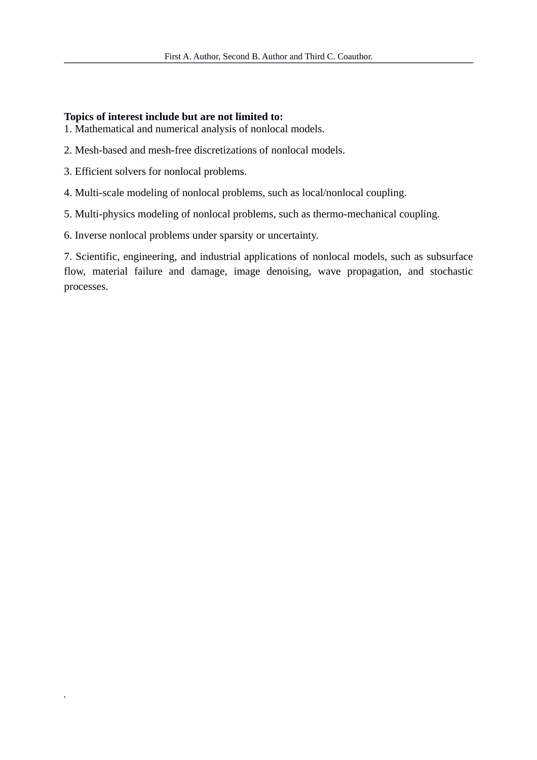**Topics of interest include but are not limited to:**

1. Mathematical and numerical analysis of nonlocal models.

2. Mesh-based and mesh-free discretizations of nonlocal models.

3. Efficient solvers for nonlocal problems.

4. Multi-scale modeling of nonlocal problems, such as local/nonlocal coupling.

5. Multi-physics modeling of nonlocal problems, such as thermo-mechanical coupling.

6. Inverse nonlocal problems under sparsity or uncertainty.

7. Scientific, engineering, and industrial applications of nonlocal models, such as subsurface flow, material failure and damage, image denoising, wave propagation, and stochastic processes.